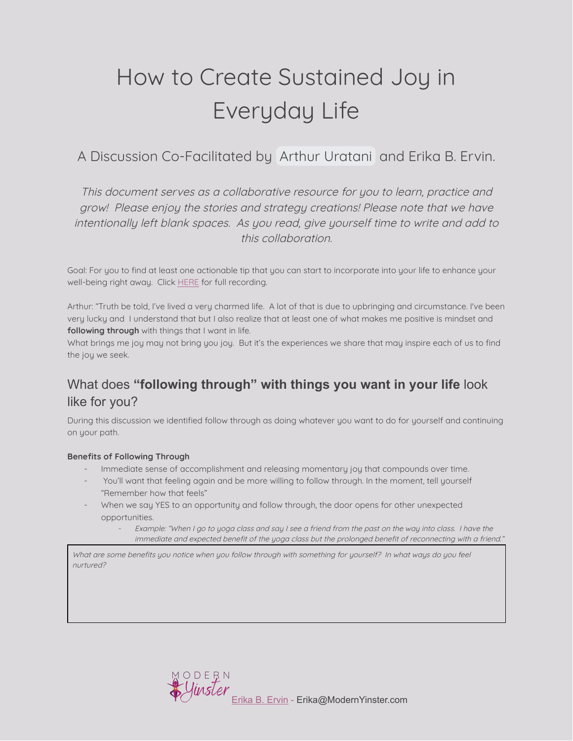# How to Create Sustained Joy in Everyday Life

A Discussion Co-Facilitated by Arthur Uratani and Erika B. Ervin.

*This document serves as a collaborative resource for you to learn, practice and grow! Please enjoy the stories and strategy creations! Please note that we have intentionally left blank spaces. As you read, give yourself time to write and add to this collaboration.*

Goal: For you to find at least one actionable tip that you can start to incorporate into your life to enhance your well-being right away. Click [HERE](#) for full recording.

Arthur: "Truth be told, I've lived a very charmed life. A lot of that is due to upbringing and circumstance. I've been very lucky and I understand that but I also realize that at least one of what makes me positive is mindset and **following through** with things that I want in life.

What brings me joy may not bring you joy. But it's the experiences we share that may inspire each of us to find the joy we seek.

## What does **"following through" with things you want in your life** look like for you?

During this discussion we identified follow through as doing whatever you want to do for yourself and continuing on your path.

**Benefits of Following Through**

- Immediate sense of accomplishment and releasing momentary joy that compounds over time.
- You'll want that feeling again and be more willing to follow through. In the moment, tell yourself "Remember how that feels"
- When we say YES to an opportunity and follow through, the door opens for other unexpected opportunities.
  - *Example: "When I go to yoga class and say I see a friend from the past on the way into class. I have the immediate and expected benefit of the yoga class but the prolonged benefit of reconnecting with a friend."*

*What are some benefits you notice when you follow through with something for yourself? In what ways do you feel nurtured?*

MODERN Yinster [Erika B. Ervin](#) - Erika@ModernYinster.com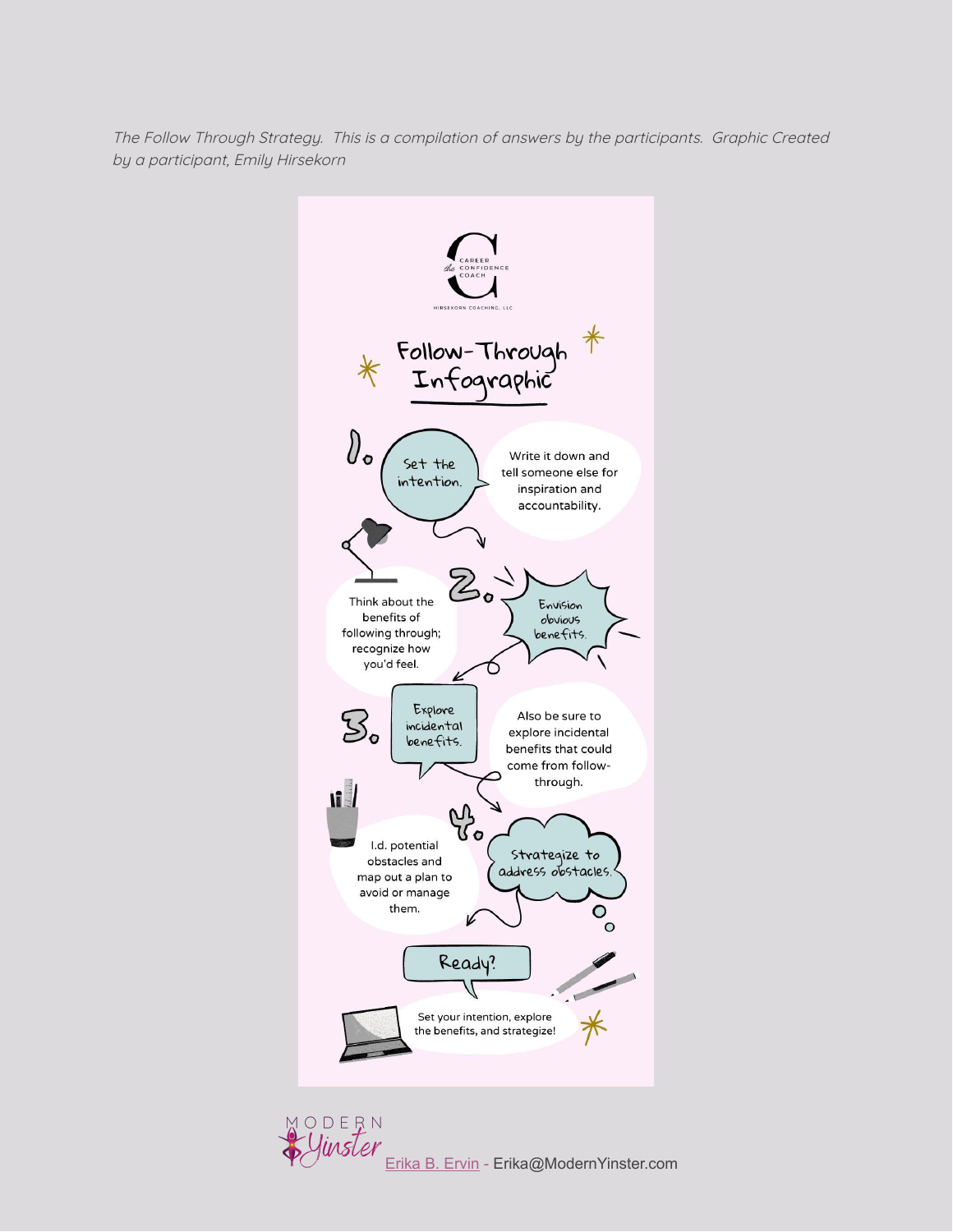*The Follow Through Strategy. This is a compilation of answers by the participants. Graphic Created by a participant, Emily Hirsekorn*

the CAREER CONFIDENCE COACH

HIRSEKORN COACHING, LLC

# Follow-Through Infographic

**1. Set the intention.**

Write it down and tell someone else for inspiration and accountability.

**2. Envision obvious benefits.**

Think about the benefits of following through; recognize how you'd feel.

**3. Explore incidental benefits.**

Also be sure to explore incidental benefits that could come from follow-through.

**4. Strategize to address obstacles.**

I.d. potential obstacles and map out a plan to avoid or manage them.

**Ready?**

Set your intention, explore the benefits, and strategize!

MODERN Yinster

Erika B. Ervin - Erika@ModernYinster.com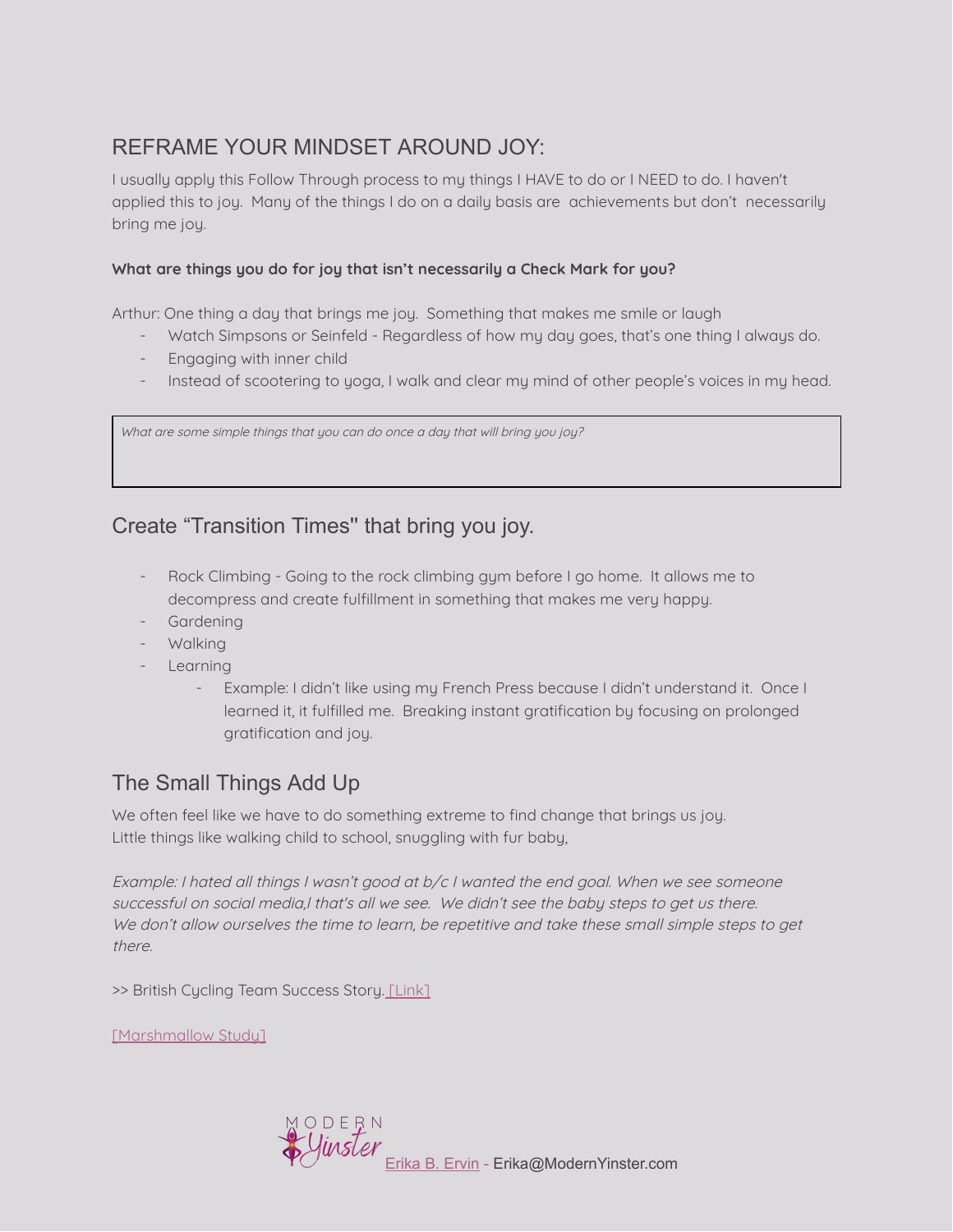## REFRAME YOUR MINDSET AROUND JOY:

I usually apply this Follow Through process to my things I HAVE to do or I NEED to do. I haven't applied this to joy. Many of the things I do on a daily basis are achievements but don't necessarily bring me joy.

**What are things you do for joy that isn't necessarily a Check Mark for you?**

Arthur: One thing a day that brings me joy. Something that makes me smile or laugh

- Watch Simpsons or Seinfeld - Regardless of how my day goes, that's one thing I always do.
- Engaging with inner child
- Instead of scootering to yoga, I walk and clear my mind of other people's voices in my head.

| *What are some simple things that you can do once a day that will bring you joy?* |
| --- |
| |

## Create "Transition Times" that bring you joy.

- Rock Climbing - Going to the rock climbing gym before I go home. It allows me to decompress and create fulfillment in something that makes me very happy.
- Gardening
- Walking
- Learning
  - Example: I didn't like using my French Press because I didn't understand it. Once I learned it, it fulfilled me. Breaking instant gratification by focusing on prolonged gratification and joy.

## The Small Things Add Up

We often feel like we have to do something extreme to find change that brings us joy.
Little things like walking child to school, snuggling with fur baby,

*Example: I hated all things I wasn't good at b/c I wanted the end goal. When we see someone successful on social media,I that's all we see. We didn't see the baby steps to get us there. We don't allow ourselves the time to learn, be repetitive and take these small simple steps to get there.*

>> British Cycling Team Success Story. [Link]

[Marshmallow Study]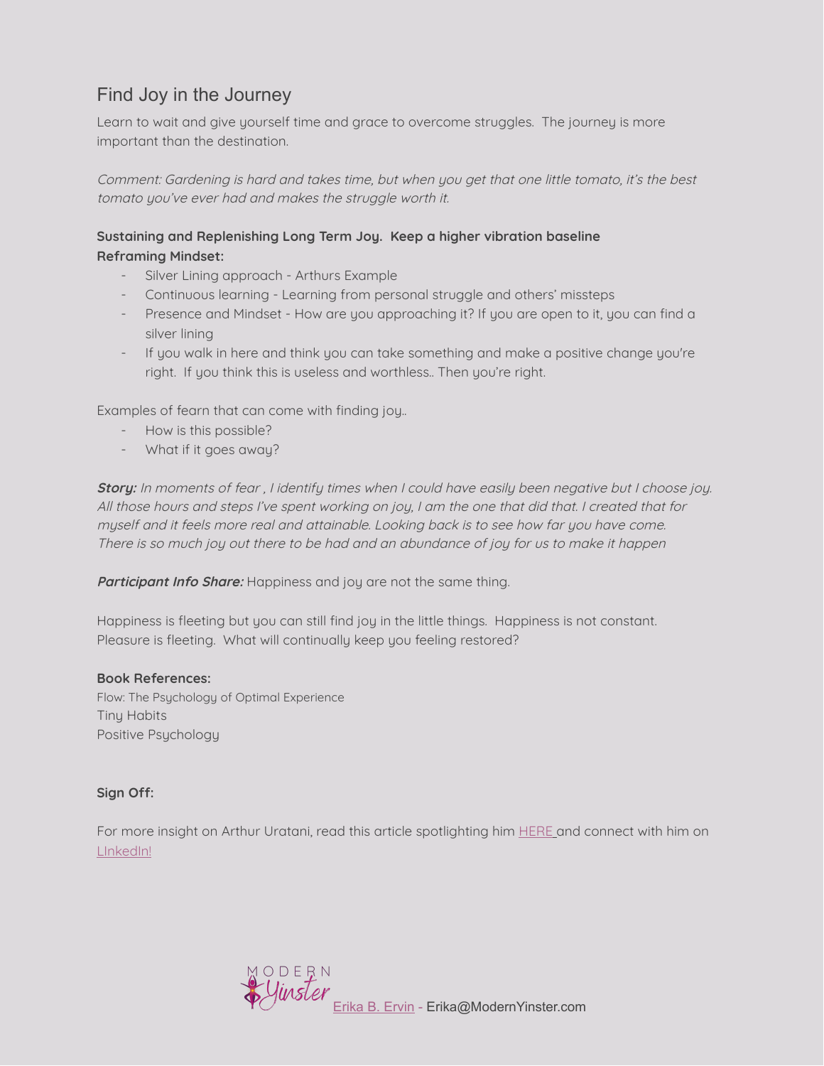## Find Joy in the Journey

Learn to wait and give yourself time and grace to overcome struggles. The journey is more important than the destination.

*Comment: Gardening is hard and takes time, but when you get that one little tomato, it's the best tomato you've ever had and makes the struggle worth it.*

**Sustaining and Replenishing Long Term Joy. Keep a higher vibration baseline**
**Reframing Mindset:**

- Silver Lining approach - Arthurs Example
- Continuous learning - Learning from personal struggle and others' missteps
- Presence and Mindset - How are you approaching it? If you are open to it, you can find a silver lining
- If you walk in here and think you can take something and make a positive change you're right. If you think this is useless and worthless.. Then you're right.

Examples of fearn that can come with finding joy..

- How is this possible?
- What if it goes away?

***Story:*** *In moments of fear , I identify times when I could have easily been negative but I choose joy. All those hours and steps I've spent working on joy, I am the one that did that. I created that for myself and it feels more real and attainable. Looking back is to see how far you have come. There is so much joy out there to be had and an abundance of joy for us to make it happen*

***Participant Info Share:*** Happiness and joy are not the same thing.

Happiness is fleeting but you can still find joy in the little things. Happiness is not constant. Pleasure is fleeting. What will continually keep you feeling restored?

**Book References:**
Flow: The Psychology of Optimal Experience
Tiny Habits
Positive Psychology

**Sign Off:**

For more insight on Arthur Uratani, read this article spotlighting him HERE and connect with him on LInkedIn!

MODERN Yinster Erika B. Ervin - Erika@ModernYinster.com